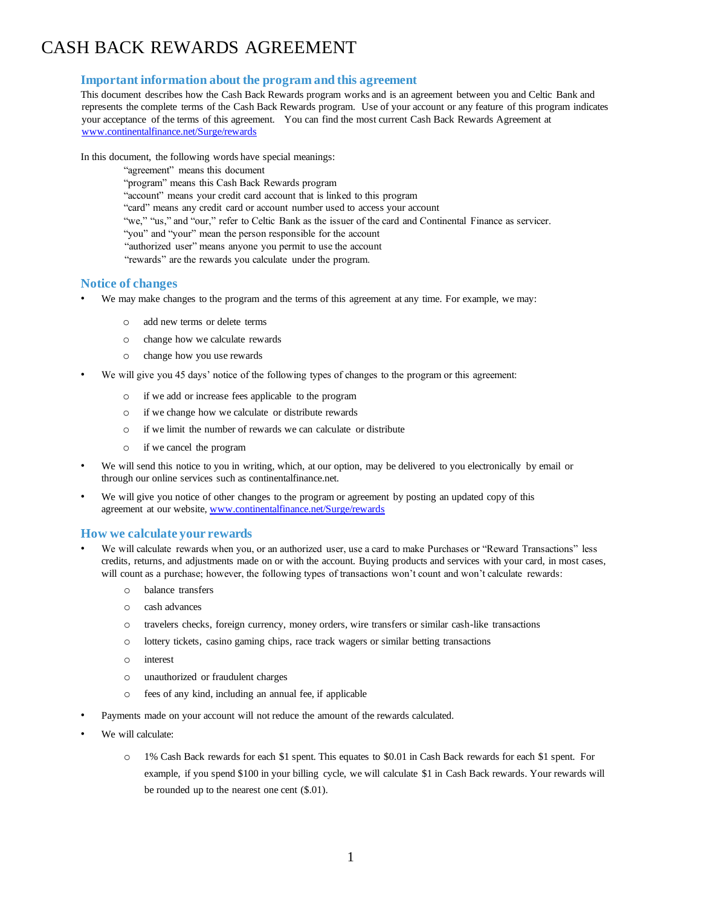# CASH BACK REWARDS AGREEMENT

## Important information about the program and this agreement

This document describes how the Cash Back Rewards program works and is an agreement between you and Celtic Bank and represents the complete terms of the Cash Back Rewards program. Use of your account or any feature of this program indicates your acceptance of the terms of this agreement. You can find the most current Cash Back Rewards Agreement at www.continentalfinance.net/Surge/rewards

In this document, the following words have special meanings:

"agreement" means this document
"program" means this Cash Back Rewards program
"account" means your credit card account that is linked to this program
"card" means any credit card or account number used to access your account
"we," "us," and "our," refer to Celtic Bank as the issuer of the card and Continental Finance as servicer.
"you" and "your" mean the person responsible for the account
"authorized user" means anyone you permit to use the account
"rewards" are the rewards you calculate under the program.

## Notice of changes

- We may make changes to the program and the terms of this agreement at any time. For example, we may:
  - add new terms or delete terms
  - change how we calculate rewards
  - change how you use rewards
- We will give you 45 days' notice of the following types of changes to the program or this agreement:
  - if we add or increase fees applicable to the program
  - if we change how we calculate or distribute rewards
  - if we limit the number of rewards we can calculate or distribute
  - if we cancel the program
- We will send this notice to you in writing, which, at our option, may be delivered to you electronically by email or through our online services such as continentalfinance.net.
- We will give you notice of other changes to the program or agreement by posting an updated copy of this agreement at our website, www.continentalfinance.net/Surge/rewards

## How we calculate your rewards

- We will calculate rewards when you, or an authorized user, use a card to make Purchases or "Reward Transactions" less credits, returns, and adjustments made on or with the account. Buying products and services with your card, in most cases, will count as a purchase; however, the following types of transactions won't count and won't calculate rewards:
  - balance transfers
  - cash advances
  - travelers checks, foreign currency, money orders, wire transfers or similar cash-like transactions
  - lottery tickets, casino gaming chips, race track wagers or similar betting transactions
  - interest
  - unauthorized or fraudulent charges
  - fees of any kind, including an annual fee, if applicable
- Payments made on your account will not reduce the amount of the rewards calculated.
- We will calculate:
  - 1% Cash Back rewards for each $1 spent. This equates to $0.01 in Cash Back rewards for each $1 spent. For example, if you spend $100 in your billing cycle, we will calculate $1 in Cash Back rewards. Your rewards will be rounded up to the nearest one cent ($.01).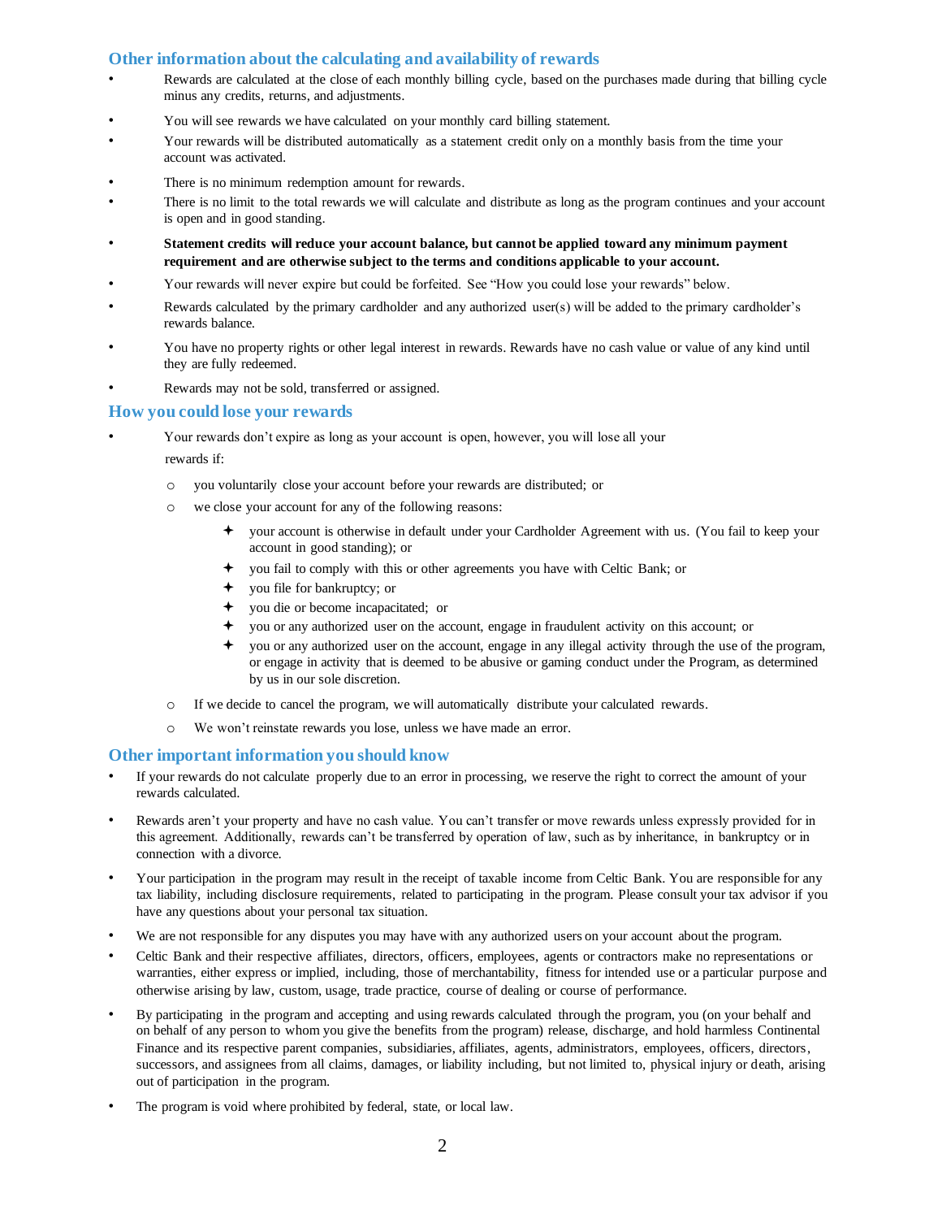## Other information about the calculating and availability of rewards

- Rewards are calculated at the close of each monthly billing cycle, based on the purchases made during that billing cycle minus any credits, returns, and adjustments.
- You will see rewards we have calculated on your monthly card billing statement.
- Your rewards will be distributed automatically as a statement credit only on a monthly basis from the time your account was activated.
- There is no minimum redemption amount for rewards.
- There is no limit to the total rewards we will calculate and distribute as long as the program continues and your account is open and in good standing.
- **Statement credits will reduce your account balance, but cannot be applied toward any minimum payment requirement and are otherwise subject to the terms and conditions applicable to your account.**
- Your rewards will never expire but could be forfeited. See "How you could lose your rewards" below.
- Rewards calculated by the primary cardholder and any authorized user(s) will be added to the primary cardholder's rewards balance.
- You have no property rights or other legal interest in rewards. Rewards have no cash value or value of any kind until they are fully redeemed.
- Rewards may not be sold, transferred or assigned.

## How you could lose your rewards

- Your rewards don't expire as long as your account is open, however, you will lose all your rewards if:
  - you voluntarily close your account before your rewards are distributed; or
  - we close your account for any of the following reasons:
    - your account is otherwise in default under your Cardholder Agreement with us. (You fail to keep your account in good standing); or
    - you fail to comply with this or other agreements you have with Celtic Bank; or
    - you file for bankruptcy; or
    - you die or become incapacitated; or
    - you or any authorized user on the account, engage in fraudulent activity on this account; or
    - you or any authorized user on the account, engage in any illegal activity through the use of the program, or engage in activity that is deemed to be abusive or gaming conduct under the Program, as determined by us in our sole discretion.
  - If we decide to cancel the program, we will automatically distribute your calculated rewards.
  - We won't reinstate rewards you lose, unless we have made an error.

## Other important information you should know

- If your rewards do not calculate properly due to an error in processing, we reserve the right to correct the amount of your rewards calculated.
- Rewards aren't your property and have no cash value. You can't transfer or move rewards unless expressly provided for in this agreement. Additionally, rewards can't be transferred by operation of law, such as by inheritance, in bankruptcy or in connection with a divorce.
- Your participation in the program may result in the receipt of taxable income from Celtic Bank. You are responsible for any tax liability, including disclosure requirements, related to participating in the program. Please consult your tax advisor if you have any questions about your personal tax situation.
- We are not responsible for any disputes you may have with any authorized users on your account about the program.
- Celtic Bank and their respective affiliates, directors, officers, employees, agents or contractors make no representations or warranties, either express or implied, including, those of merchantability, fitness for intended use or a particular purpose and otherwise arising by law, custom, usage, trade practice, course of dealing or course of performance.
- By participating in the program and accepting and using rewards calculated through the program, you (on your behalf and on behalf of any person to whom you give the benefits from the program) release, discharge, and hold harmless Continental Finance and its respective parent companies, subsidiaries, affiliates, agents, administrators, employees, officers, directors, successors, and assignees from all claims, damages, or liability including, but not limited to, physical injury or death, arising out of participation in the program.
- The program is void where prohibited by federal, state, or local law.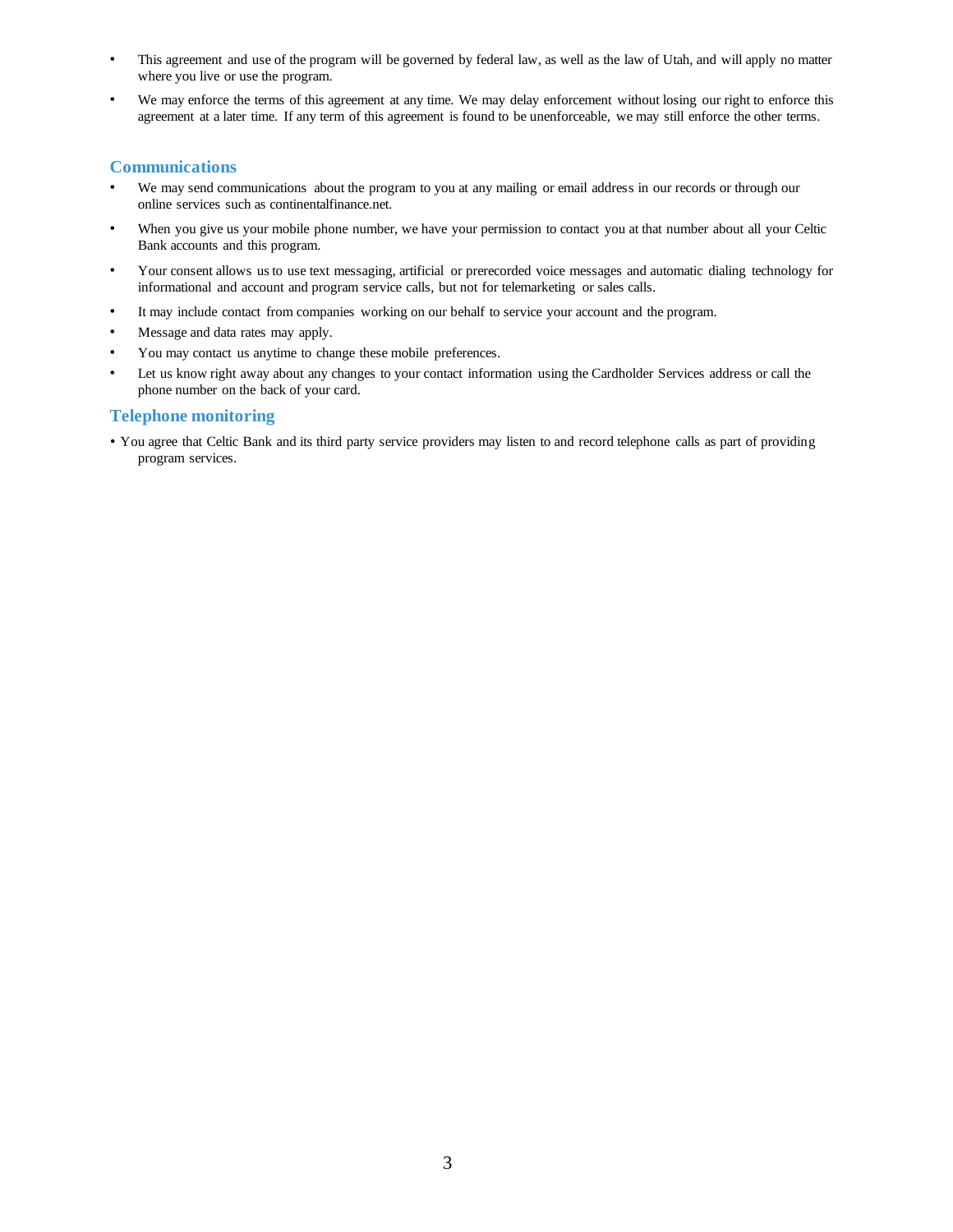- This agreement and use of the program will be governed by federal law, as well as the law of Utah, and will apply no matter where you live or use the program.
- We may enforce the terms of this agreement at any time. We may delay enforcement without losing our right to enforce this agreement at a later time. If any term of this agreement is found to be unenforceable, we may still enforce the other terms.

## Communications

- We may send communications about the program to you at any mailing or email address in our records or through our online services such as continentalfinance.net.
- When you give us your mobile phone number, we have your permission to contact you at that number about all your Celtic Bank accounts and this program.
- Your consent allows us to use text messaging, artificial or prerecorded voice messages and automatic dialing technology for informational and account and program service calls, but not for telemarketing or sales calls.
- It may include contact from companies working on our behalf to service your account and the program.
- Message and data rates may apply.
- You may contact us anytime to change these mobile preferences.
- Let us know right away about any changes to your contact information using the Cardholder Services address or call the phone number on the back of your card.

## Telephone monitoring

- You agree that Celtic Bank and its third party service providers may listen to and record telephone calls as part of providing program services.